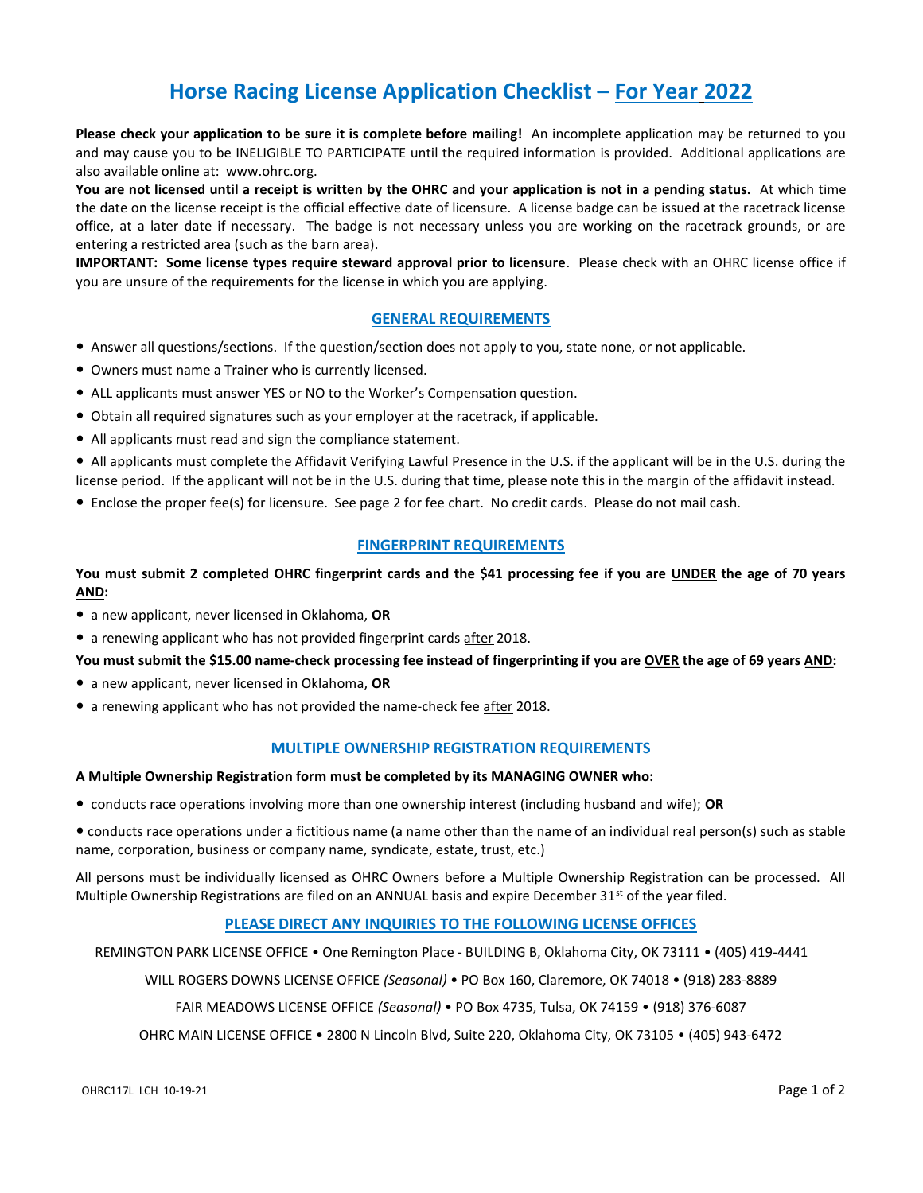# Horse Racing License Application Checklist – For Year 2022

**Please check your application to be sure it is complete before mailing!** An incomplete application may be returned to you and may cause you to be INELIGIBLE TO PARTICIPATE until the required information is provided. Additional applications are also available online at: www.ohrc.org.

**You are not licensed until a receipt is written by the OHRC and your application is not in a pending status.** At which time the date on the license receipt is the official effective date of licensure. A license badge can be issued at the racetrack license office, at a later date if necessary. The badge is not necessary unless you are working on the racetrack grounds, or are entering a restricted area (such as the barn area).

**IMPORTANT: Some license types require steward approval prior to licensure**. Please check with an OHRC license office if you are unsure of the requirements for the license in which you are applying.

## GENERAL REQUIREMENTS

- Answer all questions/sections. If the question/section does not apply to you, state none, or not applicable.
- Owners must name a Trainer who is currently licensed.
- ALL applicants must answer YES or NO to the Worker's Compensation question.
- Obtain all required signatures such as your employer at the racetrack, if applicable.
- All applicants must read and sign the compliance statement.
- All applicants must complete the Affidavit Verifying Lawful Presence in the U.S. if the applicant will be in the U.S. during the license period. If the applicant will not be in the U.S. during that time, please note this in the margin of the affidavit instead.
- Enclose the proper fee(s) for licensure. See page 2 for fee chart. No credit cards. Please do not mail cash.

## FINGERPRINT REQUIREMENTS

**You must submit 2 completed OHRC fingerprint cards and the $41 processing fee if you are UNDER the age of 70 years AND:**

- a new applicant, never licensed in Oklahoma, **OR**
- a renewing applicant who has not provided fingerprint cards after 2018.

**You must submit the $15.00 name-check processing fee instead of fingerprinting if you are OVER the age of 69 years AND:**

- a new applicant, never licensed in Oklahoma, **OR**
- a renewing applicant who has not provided the name-check fee after 2018.

## MULTIPLE OWNERSHIP REGISTRATION REQUIREMENTS

**A Multiple Ownership Registration form must be completed by its MANAGING OWNER who:**

- conducts race operations involving more than one ownership interest (including husband and wife); **OR**
- conducts race operations under a fictitious name (a name other than the name of an individual real person(s) such as stable name, corporation, business or company name, syndicate, estate, trust, etc.)

All persons must be individually licensed as OHRC Owners before a Multiple Ownership Registration can be processed. All Multiple Ownership Registrations are filed on an ANNUAL basis and expire December 31st of the year filed.

## PLEASE DIRECT ANY INQUIRIES TO THE FOLLOWING LICENSE OFFICES

REMINGTON PARK LICENSE OFFICE • One Remington Place - BUILDING B, Oklahoma City, OK 73111 • (405) 419-4441

WILL ROGERS DOWNS LICENSE OFFICE *(Seasonal)* • PO Box 160, Claremore, OK 74018 • (918) 283-8889

FAIR MEADOWS LICENSE OFFICE *(Seasonal)* • PO Box 4735, Tulsa, OK 74159 • (918) 376-6087

OHRC MAIN LICENSE OFFICE • 2800 N Lincoln Blvd, Suite 220, Oklahoma City, OK 73105 • (405) 943-6472

OHRC117L LCH 10-19-21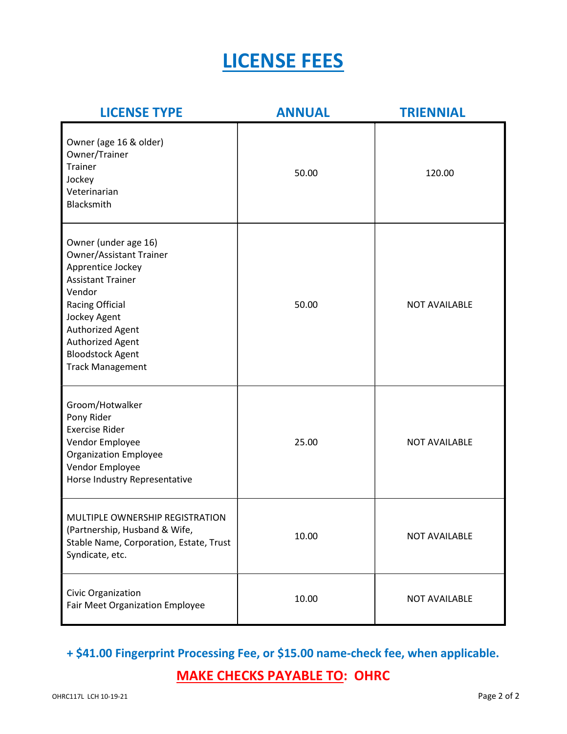# LICENSE FEES

| LICENSE TYPE | ANNUAL | TRIENNIAL |
|---|---|---|
| Owner (age 16 & older)<br>Owner/Trainer<br>Trainer<br>Jockey<br>Veterinarian<br>Blacksmith | 50.00 | 120.00 |
| Owner (under age 16)<br>Owner/Assistant Trainer<br>Apprentice Jockey<br>Assistant Trainer<br>Vendor<br>Racing Official<br>Jockey Agent<br>Authorized Agent<br>Authorized Agent<br>Bloodstock Agent<br>Track Management | 50.00 | NOT AVAILABLE |
| Groom/Hotwalker<br>Pony Rider<br>Exercise Rider<br>Vendor Employee<br>Organization Employee<br>Vendor Employee<br>Horse Industry Representative | 25.00 | NOT AVAILABLE |
| MULTIPLE OWNERSHIP REGISTRATION (Partnership, Husband & Wife, Stable Name, Corporation, Estate, Trust Syndicate, etc. | 10.00 | NOT AVAILABLE |
| Civic Organization<br>Fair Meet Organization Employee | 10.00 | NOT AVAILABLE |

**+ $41.00 Fingerprint Processing Fee, or $15.00 name-check fee, when applicable.**

**MAKE CHECKS PAYABLE TO: OHRC**

OHRC117L LCH 10-19-21